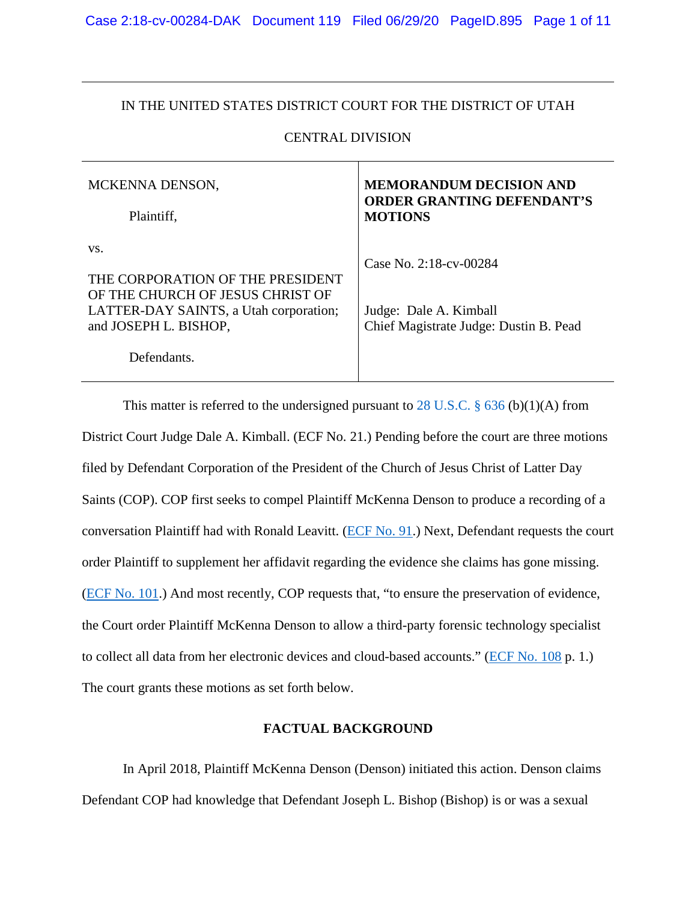IN THE UNITED STATES DISTRICT COURT FOR THE DISTRICT OF UTAH

CENTRAL DIVISION

| | |
|---|---|
| MCKENNA DENSON,<br><br>Plaintiff,<br><br>vs.<br><br>THE CORPORATION OF THE PRESIDENT OF THE CHURCH OF JESUS CHRIST OF LATTER-DAY SAINTS, a Utah corporation; and JOSEPH L. BISHOP,<br><br>Defendants. | **MEMORANDUM DECISION AND ORDER GRANTING DEFENDANT'S MOTIONS**<br><br>Case No. 2:18-cv-00284<br><br>Judge: Dale A. Kimball<br>Chief Magistrate Judge: Dustin B. Pead |

This matter is referred to the undersigned pursuant to 28 U.S.C. § 636 (b)(1)(A) from District Court Judge Dale A. Kimball. (ECF No. 21.) Pending before the court are three motions filed by Defendant Corporation of the President of the Church of Jesus Christ of Latter Day Saints (COP). COP first seeks to compel Plaintiff McKenna Denson to produce a recording of a conversation Plaintiff had with Ronald Leavitt. (ECF No. 91.) Next, Defendant requests the court order Plaintiff to supplement her affidavit regarding the evidence she claims has gone missing. (ECF No. 101.) And most recently, COP requests that, "to ensure the preservation of evidence, the Court order Plaintiff McKenna Denson to allow a third-party forensic technology specialist to collect all data from her electronic devices and cloud-based accounts." (ECF No. 108 p. 1.) The court grants these motions as set forth below.

## FACTUAL BACKGROUND

In April 2018, Plaintiff McKenna Denson (Denson) initiated this action. Denson claims Defendant COP had knowledge that Defendant Joseph L. Bishop (Bishop) is or was a sexual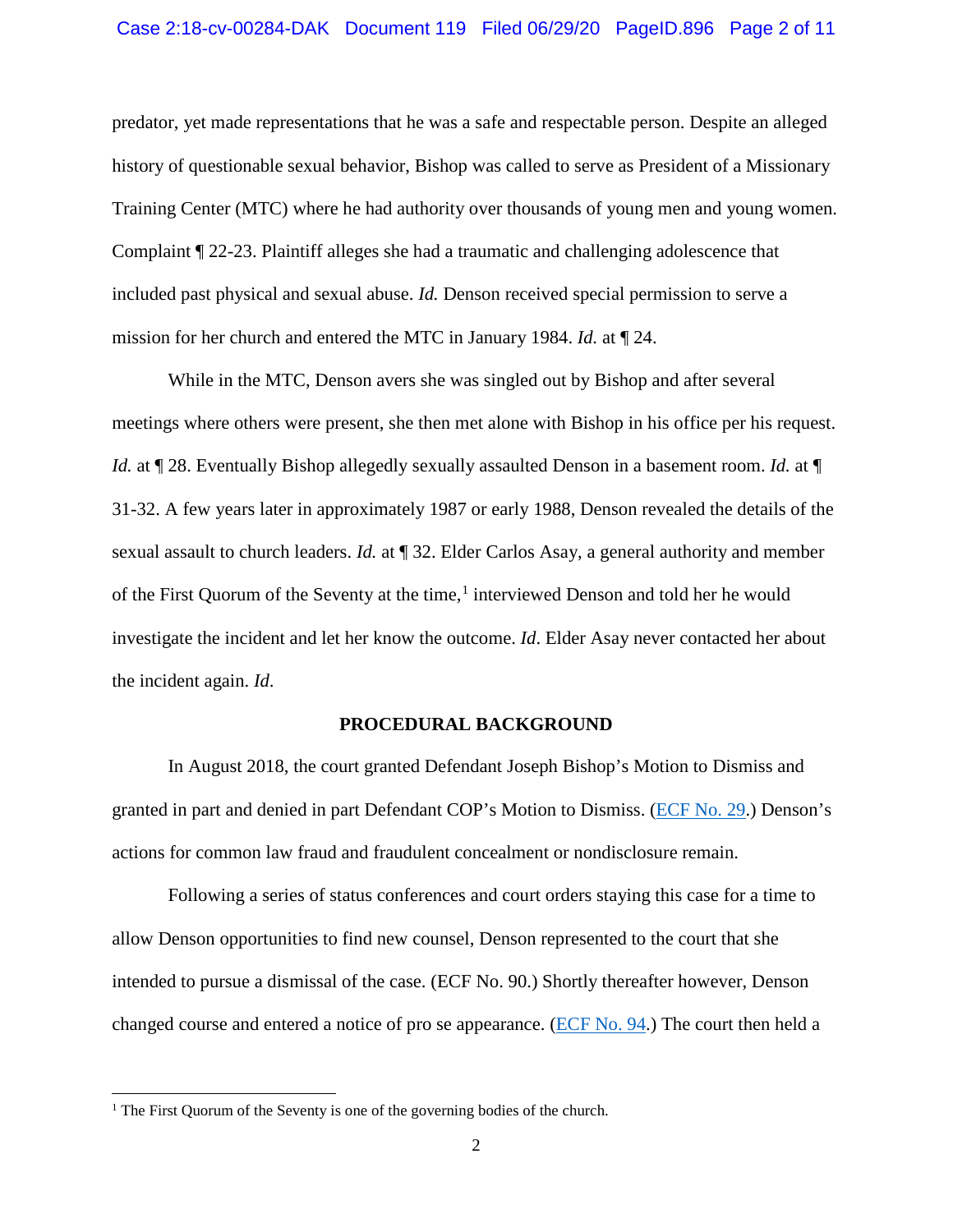predator, yet made representations that he was a safe and respectable person. Despite an alleged history of questionable sexual behavior, Bishop was called to serve as President of a Missionary Training Center (MTC) where he had authority over thousands of young men and young women. Complaint ¶ 22-23. Plaintiff alleges she had a traumatic and challenging adolescence that included past physical and sexual abuse. *Id.* Denson received special permission to serve a mission for her church and entered the MTC in January 1984. *Id.* at ¶ 24.

While in the MTC, Denson avers she was singled out by Bishop and after several meetings where others were present, she then met alone with Bishop in his office per his request. *Id.* at ¶ 28. Eventually Bishop allegedly sexually assaulted Denson in a basement room. *Id.* at ¶ 31-32. A few years later in approximately 1987 or early 1988, Denson revealed the details of the sexual assault to church leaders. *Id.* at ¶ 32. Elder Carlos Asay, a general authority and member of the First Quorum of the Seventy at the time,[1] interviewed Denson and told her he would investigate the incident and let her know the outcome. *Id*. Elder Asay never contacted her about the incident again. *Id.*

**PROCEDURAL BACKGROUND**

In August 2018, the court granted Defendant Joseph Bishop's Motion to Dismiss and granted in part and denied in part Defendant COP's Motion to Dismiss. (ECF No. 29.) Denson's actions for common law fraud and fraudulent concealment or nondisclosure remain.

Following a series of status conferences and court orders staying this case for a time to allow Denson opportunities to find new counsel, Denson represented to the court that she intended to pursue a dismissal of the case. (ECF No. 90.) Shortly thereafter however, Denson changed course and entered a notice of pro se appearance. (ECF No. 94.) The court then held a

[1] The First Quorum of the Seventy is one of the governing bodies of the church.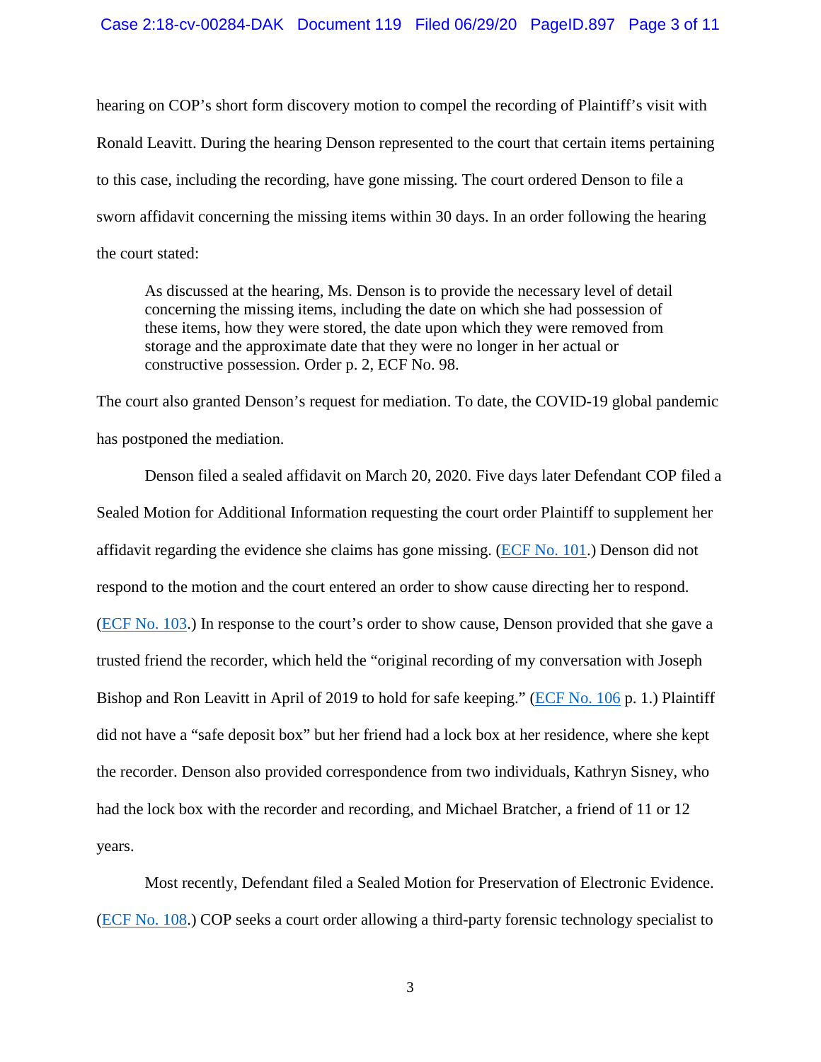hearing on COP's short form discovery motion to compel the recording of Plaintiff's visit with Ronald Leavitt. During the hearing Denson represented to the court that certain items pertaining to this case, including the recording, have gone missing. The court ordered Denson to file a sworn affidavit concerning the missing items within 30 days. In an order following the hearing the court stated:

> As discussed at the hearing, Ms. Denson is to provide the necessary level of detail concerning the missing items, including the date on which she had possession of these items, how they were stored, the date upon which they were removed from storage and the approximate date that they were no longer in her actual or constructive possession. Order p. 2, ECF No. 98.

The court also granted Denson's request for mediation. To date, the COVID-19 global pandemic has postponed the mediation.

Denson filed a sealed affidavit on March 20, 2020. Five days later Defendant COP filed a Sealed Motion for Additional Information requesting the court order Plaintiff to supplement her affidavit regarding the evidence she claims has gone missing. (ECF No. 101.) Denson did not respond to the motion and the court entered an order to show cause directing her to respond. (ECF No. 103.) In response to the court's order to show cause, Denson provided that she gave a trusted friend the recorder, which held the "original recording of my conversation with Joseph Bishop and Ron Leavitt in April of 2019 to hold for safe keeping." (ECF No. 106 p. 1.) Plaintiff did not have a "safe deposit box" but her friend had a lock box at her residence, where she kept the recorder. Denson also provided correspondence from two individuals, Kathryn Sisney, who had the lock box with the recorder and recording, and Michael Bratcher, a friend of 11 or 12 years.

Most recently, Defendant filed a Sealed Motion for Preservation of Electronic Evidence. (ECF No. 108.) COP seeks a court order allowing a third-party forensic technology specialist to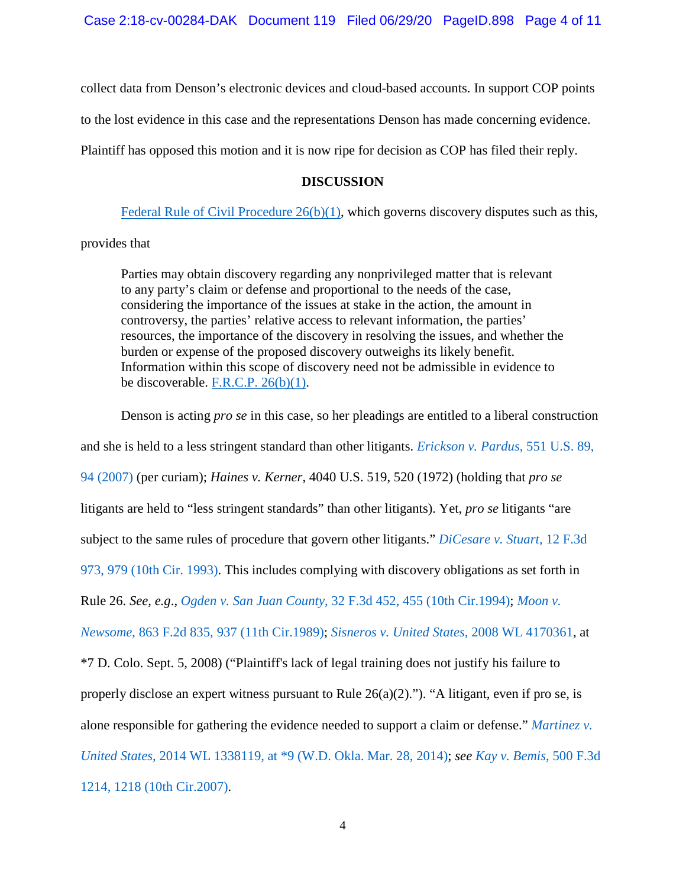collect data from Denson's electronic devices and cloud-based accounts. In support COP points to the lost evidence in this case and the representations Denson has made concerning evidence. Plaintiff has opposed this motion and it is now ripe for decision as COP has filed their reply.

## DISCUSSION

Federal Rule of Civil Procedure 26(b)(1), which governs discovery disputes such as this, provides that

> Parties may obtain discovery regarding any nonprivileged matter that is relevant to any party's claim or defense and proportional to the needs of the case, considering the importance of the issues at stake in the action, the amount in controversy, the parties' relative access to relevant information, the parties' resources, the importance of the discovery in resolving the issues, and whether the burden or expense of the proposed discovery outweighs its likely benefit. Information within this scope of discovery need not be admissible in evidence to be discoverable. F.R.C.P. 26(b)(1).

Denson is acting *pro se* in this case, so her pleadings are entitled to a liberal construction and she is held to a less stringent standard than other litigants. *Erickson v. Pardus*, 551 U.S. 89, 94 (2007) (per curiam); *Haines v. Kerner*, 4040 U.S. 519, 520 (1972) (holding that *pro se* litigants are held to "less stringent standards" than other litigants). Yet, *pro se* litigants "are subject to the same rules of procedure that govern other litigants." *DiCesare v. Stuart*, 12 F.3d 973, 979 (10th Cir. 1993). This includes complying with discovery obligations as set forth in Rule 26. *See, e.g.*, *Ogden v. San Juan County*, 32 F.3d 452, 455 (10th Cir.1994); *Moon v. Newsome*, 863 F.2d 835, 937 (11th Cir.1989); *Sisneros v. United States*, 2008 WL 4170361, at *7 D. Colo. Sept. 5, 2008) ("Plaintiff's lack of legal training does not justify his failure to properly disclose an expert witness pursuant to Rule 26(a)(2)."). "A litigant, even if pro se, is alone responsible for gathering the evidence needed to support a claim or defense." *Martinez v. United States*, 2014 WL 1338119, at *9 (W.D. Okla. Mar. 28, 2014); *see Kay v. Bemis*, 500 F.3d 1214, 1218 (10th Cir.2007).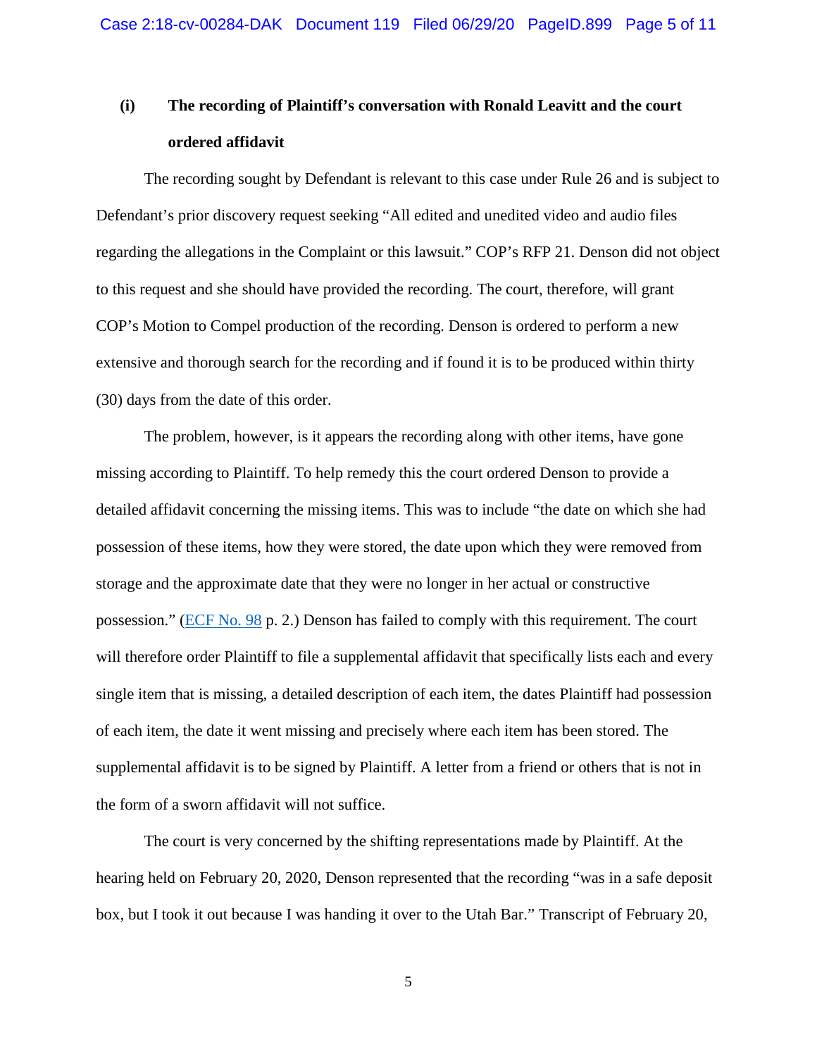**(i) The recording of Plaintiff's conversation with Ronald Leavitt and the court ordered affidavit**

The recording sought by Defendant is relevant to this case under Rule 26 and is subject to Defendant's prior discovery request seeking "All edited and unedited video and audio files regarding the allegations in the Complaint or this lawsuit." COP's RFP 21. Denson did not object to this request and she should have provided the recording. The court, therefore, will grant COP's Motion to Compel production of the recording. Denson is ordered to perform a new extensive and thorough search for the recording and if found it is to be produced within thirty (30) days from the date of this order.

The problem, however, is it appears the recording along with other items, have gone missing according to Plaintiff. To help remedy this the court ordered Denson to provide a detailed affidavit concerning the missing items. This was to include "the date on which she had possession of these items, how they were stored, the date upon which they were removed from storage and the approximate date that they were no longer in her actual or constructive possession." (ECF No. 98 p. 2.) Denson has failed to comply with this requirement. The court will therefore order Plaintiff to file a supplemental affidavit that specifically lists each and every single item that is missing, a detailed description of each item, the dates Plaintiff had possession of each item, the date it went missing and precisely where each item has been stored. The supplemental affidavit is to be signed by Plaintiff. A letter from a friend or others that is not in the form of a sworn affidavit will not suffice.

The court is very concerned by the shifting representations made by Plaintiff. At the hearing held on February 20, 2020, Denson represented that the recording "was in a safe deposit box, but I took it out because I was handing it over to the Utah Bar." Transcript of February 20,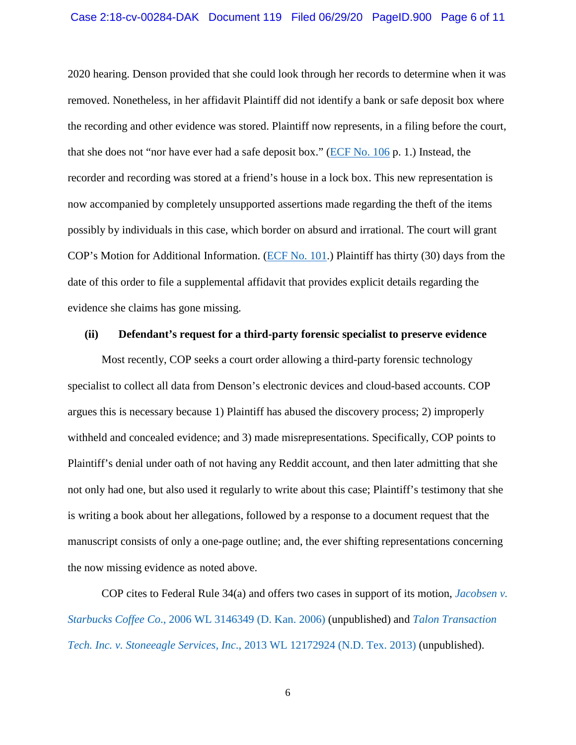2020 hearing. Denson provided that she could look through her records to determine when it was removed. Nonetheless, in her affidavit Plaintiff did not identify a bank or safe deposit box where the recording and other evidence was stored. Plaintiff now represents, in a filing before the court, that she does not "nor have ever had a safe deposit box." (ECF No. 106 p. 1.) Instead, the recorder and recording was stored at a friend's house in a lock box. This new representation is now accompanied by completely unsupported assertions made regarding the theft of the items possibly by individuals in this case, which border on absurd and irrational. The court will grant COP's Motion for Additional Information. (ECF No. 101.) Plaintiff has thirty (30) days from the date of this order to file a supplemental affidavit that provides explicit details regarding the evidence she claims has gone missing.

**(ii) Defendant's request for a third-party forensic specialist to preserve evidence**

Most recently, COP seeks a court order allowing a third-party forensic technology specialist to collect all data from Denson's electronic devices and cloud-based accounts. COP argues this is necessary because 1) Plaintiff has abused the discovery process; 2) improperly withheld and concealed evidence; and 3) made misrepresentations. Specifically, COP points to Plaintiff's denial under oath of not having any Reddit account, and then later admitting that she not only had one, but also used it regularly to write about this case; Plaintiff's testimony that she is writing a book about her allegations, followed by a response to a document request that the manuscript consists of only a one-page outline; and, the ever shifting representations concerning the now missing evidence as noted above.

COP cites to Federal Rule 34(a) and offers two cases in support of its motion, *Jacobsen v. Starbucks Coffee Co.*, 2006 WL 3146349 (D. Kan. 2006) (unpublished) and *Talon Transaction Tech. Inc. v. Stoneeagle Services, Inc.*, 2013 WL 12172924 (N.D. Tex. 2013) (unpublished).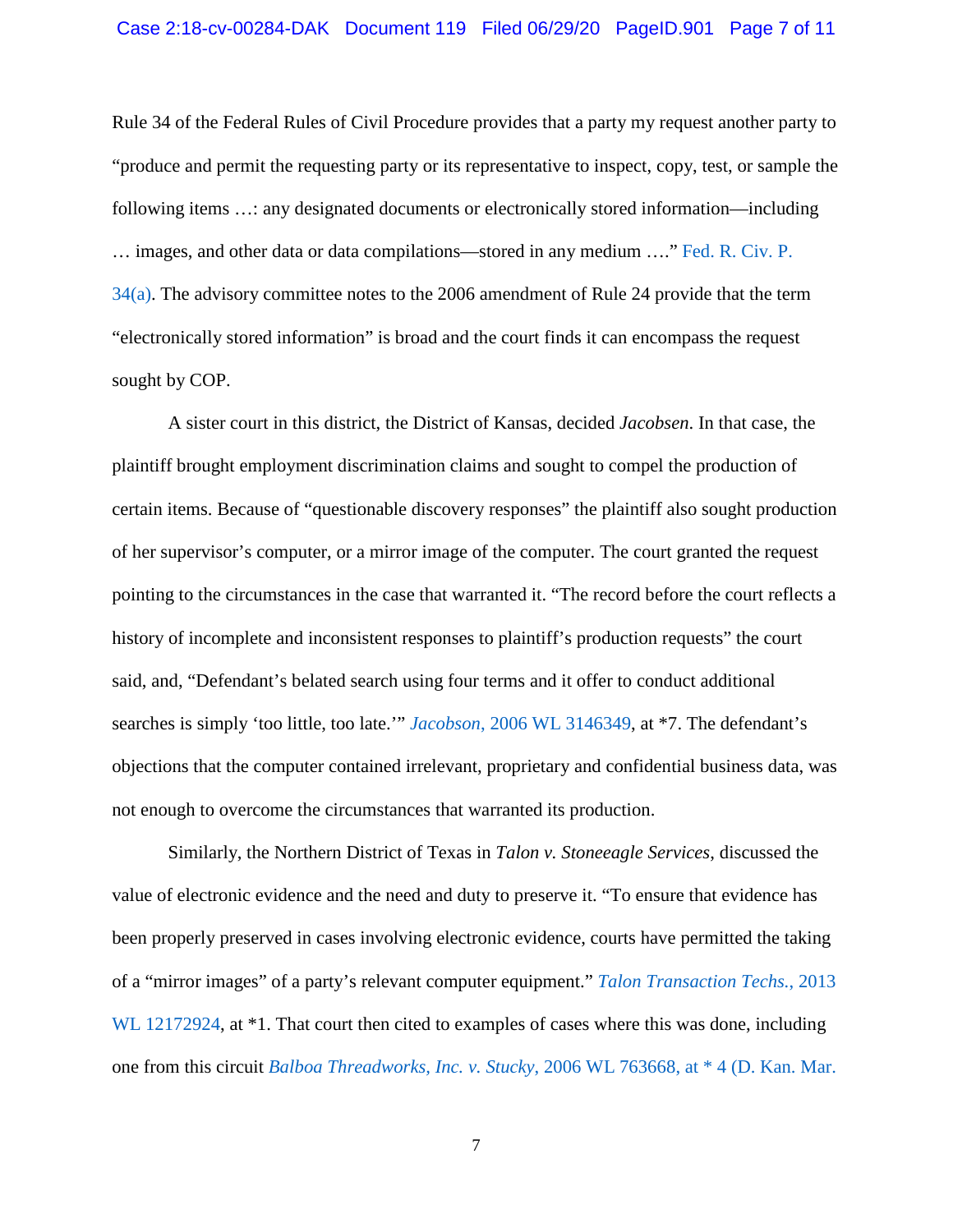Rule 34 of the Federal Rules of Civil Procedure provides that a party my request another party to "produce and permit the requesting party or its representative to inspect, copy, test, or sample the following items …: any designated documents or electronically stored information—including … images, and other data or data compilations—stored in any medium …." Fed. R. Civ. P. 34(a). The advisory committee notes to the 2006 amendment of Rule 24 provide that the term "electronically stored information" is broad and the court finds it can encompass the request sought by COP.

A sister court in this district, the District of Kansas, decided *Jacobsen*. In that case, the plaintiff brought employment discrimination claims and sought to compel the production of certain items. Because of "questionable discovery responses" the plaintiff also sought production of her supervisor's computer, or a mirror image of the computer. The court granted the request pointing to the circumstances in the case that warranted it. "The record before the court reflects a history of incomplete and inconsistent responses to plaintiff's production requests" the court said, and, "Defendant's belated search using four terms and it offer to conduct additional searches is simply 'too little, too late.'" *Jacobson*, 2006 WL 3146349, at *7. The defendant's objections that the computer contained irrelevant, proprietary and confidential business data, was not enough to overcome the circumstances that warranted its production.

Similarly, the Northern District of Texas in *Talon v. Stoneeagle Services*, discussed the value of electronic evidence and the need and duty to preserve it. "To ensure that evidence has been properly preserved in cases involving electronic evidence, courts have permitted the taking of a "mirror images" of a party's relevant computer equipment." *Talon Transaction Techs.*, 2013 WL 12172924, at *1. That court then cited to examples of cases where this was done, including one from this circuit *Balboa Threadworks, Inc. v. Stucky*, 2006 WL 763668, at * 4 (D. Kan. Mar.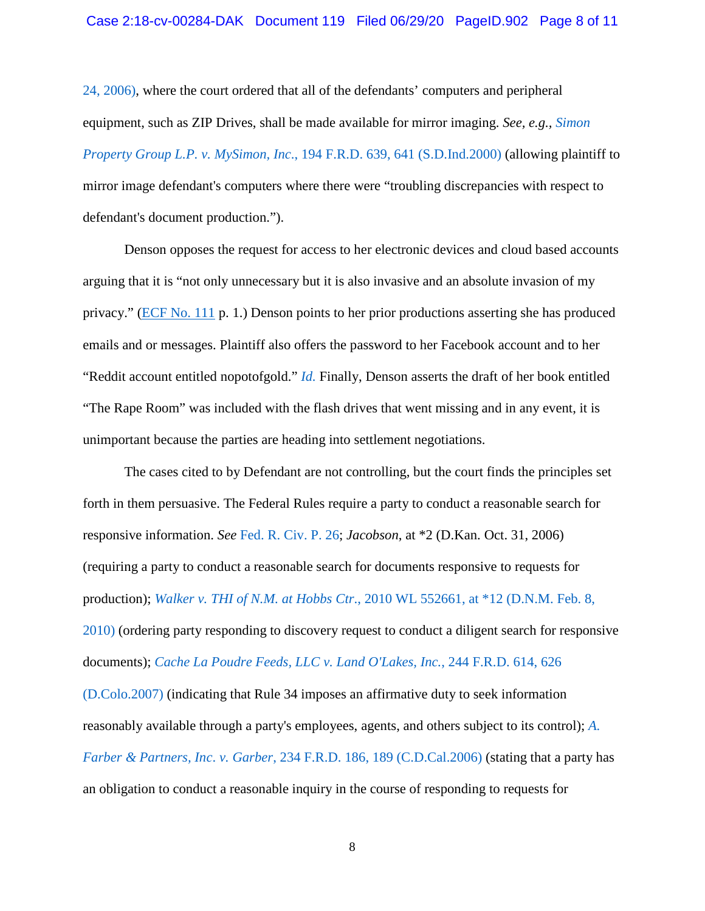24, 2006), where the court ordered that all of the defendants' computers and peripheral equipment, such as ZIP Drives, shall be made available for mirror imaging. *See, e.g.*, *Simon Property Group L.P. v. MySimon, Inc.*, 194 F.R.D. 639, 641 (S.D.Ind.2000) (allowing plaintiff to mirror image defendant's computers where there were "troubling discrepancies with respect to defendant's document production.").

Denson opposes the request for access to her electronic devices and cloud based accounts arguing that it is "not only unnecessary but it is also invasive and an absolute invasion of my privacy." (ECF No. 111 p. 1.) Denson points to her prior productions asserting she has produced emails and or messages. Plaintiff also offers the password to her Facebook account and to her "Reddit account entitled nopotofgold." *Id.* Finally, Denson asserts the draft of her book entitled "The Rape Room" was included with the flash drives that went missing and in any event, it is unimportant because the parties are heading into settlement negotiations.

The cases cited to by Defendant are not controlling, but the court finds the principles set forth in them persuasive. The Federal Rules require a party to conduct a reasonable search for responsive information. *See* Fed. R. Civ. P. 26; *Jacobson,* at *2 (D.Kan. Oct. 31, 2006) (requiring a party to conduct a reasonable search for documents responsive to requests for production); *Walker v. THI of N.M. at Hobbs Ctr*., 2010 WL 552661, at *12 (D.N.M. Feb. 8, 2010) (ordering party responding to discovery request to conduct a diligent search for responsive documents); *Cache La Poudre Feeds, LLC v. Land O'Lakes, Inc.*, 244 F.R.D. 614, 626 (D.Colo.2007) (indicating that Rule 34 imposes an affirmative duty to seek information reasonably available through a party's employees, agents, and others subject to its control); *A. Farber & Partners, Inc. v. Garber*, 234 F.R.D. 186, 189 (C.D.Cal.2006) (stating that a party has an obligation to conduct a reasonable inquiry in the course of responding to requests for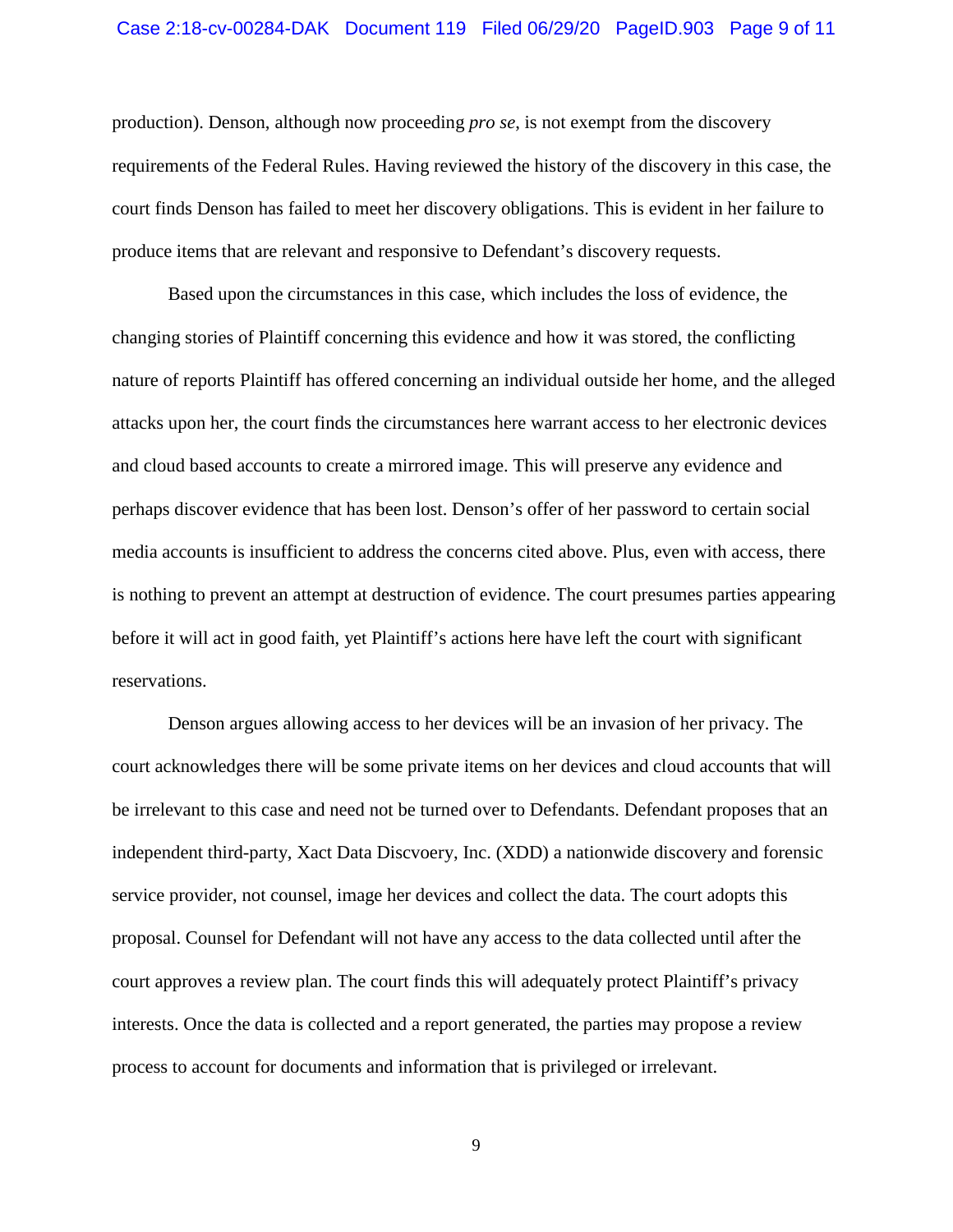production). Denson, although now proceeding *pro se*, is not exempt from the discovery requirements of the Federal Rules. Having reviewed the history of the discovery in this case, the court finds Denson has failed to meet her discovery obligations. This is evident in her failure to produce items that are relevant and responsive to Defendant's discovery requests.

Based upon the circumstances in this case, which includes the loss of evidence, the changing stories of Plaintiff concerning this evidence and how it was stored, the conflicting nature of reports Plaintiff has offered concerning an individual outside her home, and the alleged attacks upon her, the court finds the circumstances here warrant access to her electronic devices and cloud based accounts to create a mirrored image. This will preserve any evidence and perhaps discover evidence that has been lost. Denson's offer of her password to certain social media accounts is insufficient to address the concerns cited above. Plus, even with access, there is nothing to prevent an attempt at destruction of evidence. The court presumes parties appearing before it will act in good faith, yet Plaintiff's actions here have left the court with significant reservations.

Denson argues allowing access to her devices will be an invasion of her privacy. The court acknowledges there will be some private items on her devices and cloud accounts that will be irrelevant to this case and need not be turned over to Defendants. Defendant proposes that an independent third-party, Xact Data Discvoery, Inc. (XDD) a nationwide discovery and forensic service provider, not counsel, image her devices and collect the data. The court adopts this proposal. Counsel for Defendant will not have any access to the data collected until after the court approves a review plan. The court finds this will adequately protect Plaintiff's privacy interests. Once the data is collected and a report generated, the parties may propose a review process to account for documents and information that is privileged or irrelevant.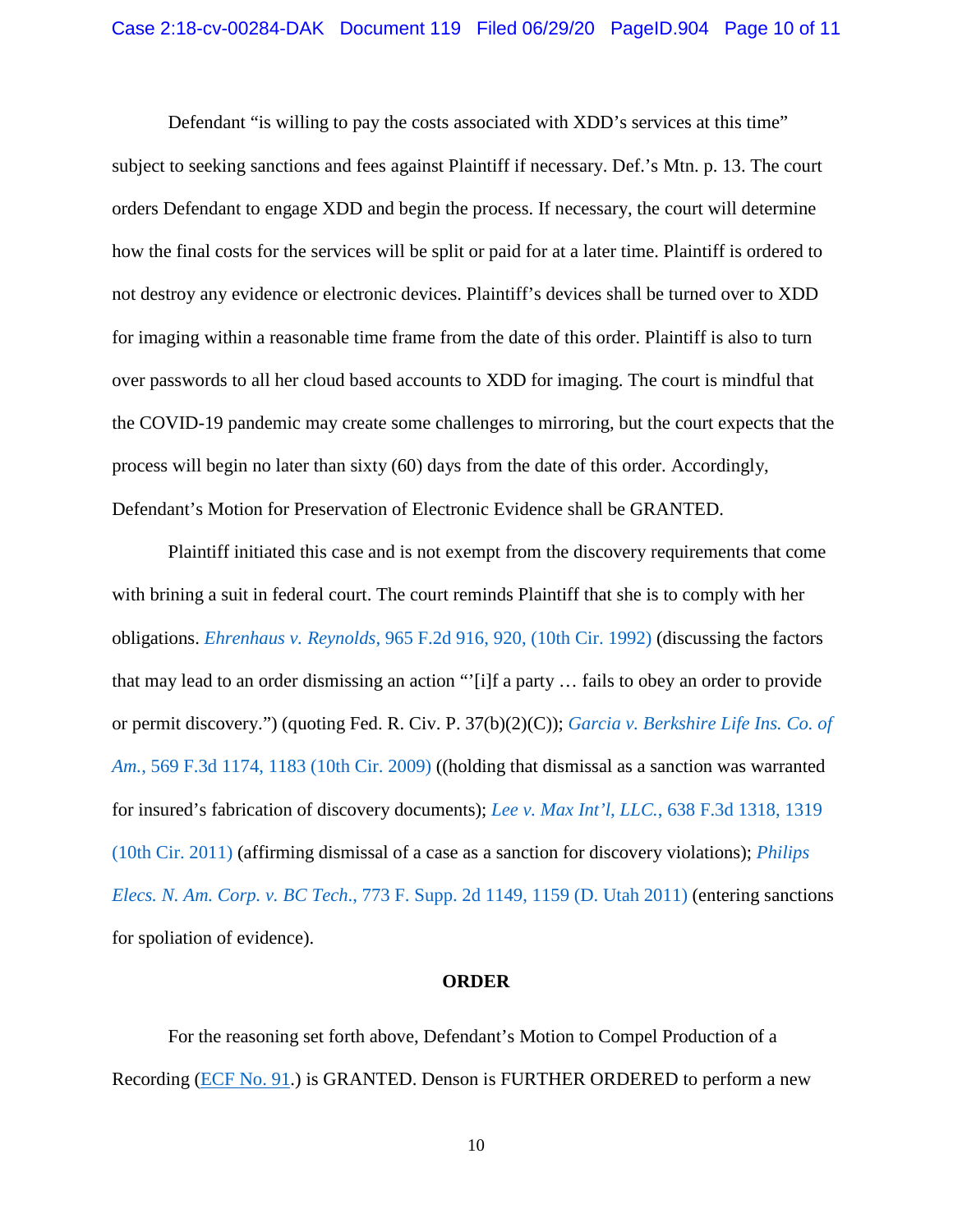Defendant "is willing to pay the costs associated with XDD's services at this time" subject to seeking sanctions and fees against Plaintiff if necessary. Def.'s Mtn. p. 13. The court orders Defendant to engage XDD and begin the process. If necessary, the court will determine how the final costs for the services will be split or paid for at a later time. Plaintiff is ordered to not destroy any evidence or electronic devices. Plaintiff's devices shall be turned over to XDD for imaging within a reasonable time frame from the date of this order. Plaintiff is also to turn over passwords to all her cloud based accounts to XDD for imaging. The court is mindful that the COVID-19 pandemic may create some challenges to mirroring, but the court expects that the process will begin no later than sixty (60) days from the date of this order. Accordingly, Defendant's Motion for Preservation of Electronic Evidence shall be GRANTED.

Plaintiff initiated this case and is not exempt from the discovery requirements that come with brining a suit in federal court. The court reminds Plaintiff that she is to comply with her obligations. *Ehrenhaus v. Reynolds*, 965 F.2d 916, 920, (10th Cir. 1992) (discussing the factors that may lead to an order dismissing an action "'[i]f a party … fails to obey an order to provide or permit discovery.") (quoting Fed. R. Civ. P. 37(b)(2)(C)); *Garcia v. Berkshire Life Ins. Co. of Am.*, 569 F.3d 1174, 1183 (10th Cir. 2009) ((holding that dismissal as a sanction was warranted for insured's fabrication of discovery documents); *Lee v. Max Int'l, LLC.*, 638 F.3d 1318, 1319 (10th Cir. 2011) (affirming dismissal of a case as a sanction for discovery violations); *Philips Elecs. N. Am. Corp. v. BC Tech.*, 773 F. Supp. 2d 1149, 1159 (D. Utah 2011) (entering sanctions for spoliation of evidence).

**ORDER**

For the reasoning set forth above, Defendant's Motion to Compel Production of a Recording (ECF No. 91.) is GRANTED. Denson is FURTHER ORDERED to perform a new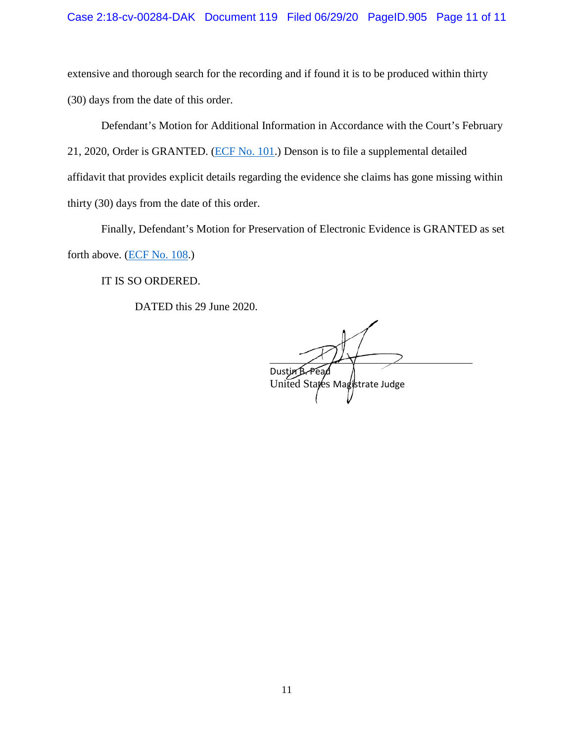extensive and thorough search for the recording and if found it is to be produced within thirty (30) days from the date of this order.

Defendant's Motion for Additional Information in Accordance with the Court's February 21, 2020, Order is GRANTED. (ECF No. 101.) Denson is to file a supplemental detailed affidavit that provides explicit details regarding the evidence she claims has gone missing within thirty (30) days from the date of this order.

Finally, Defendant's Motion for Preservation of Electronic Evidence is GRANTED as set forth above. (ECF No. 108.)

IT IS SO ORDERED.

DATED this 29 June 2020.

Dustin B. Pead
United States Magistrate Judge